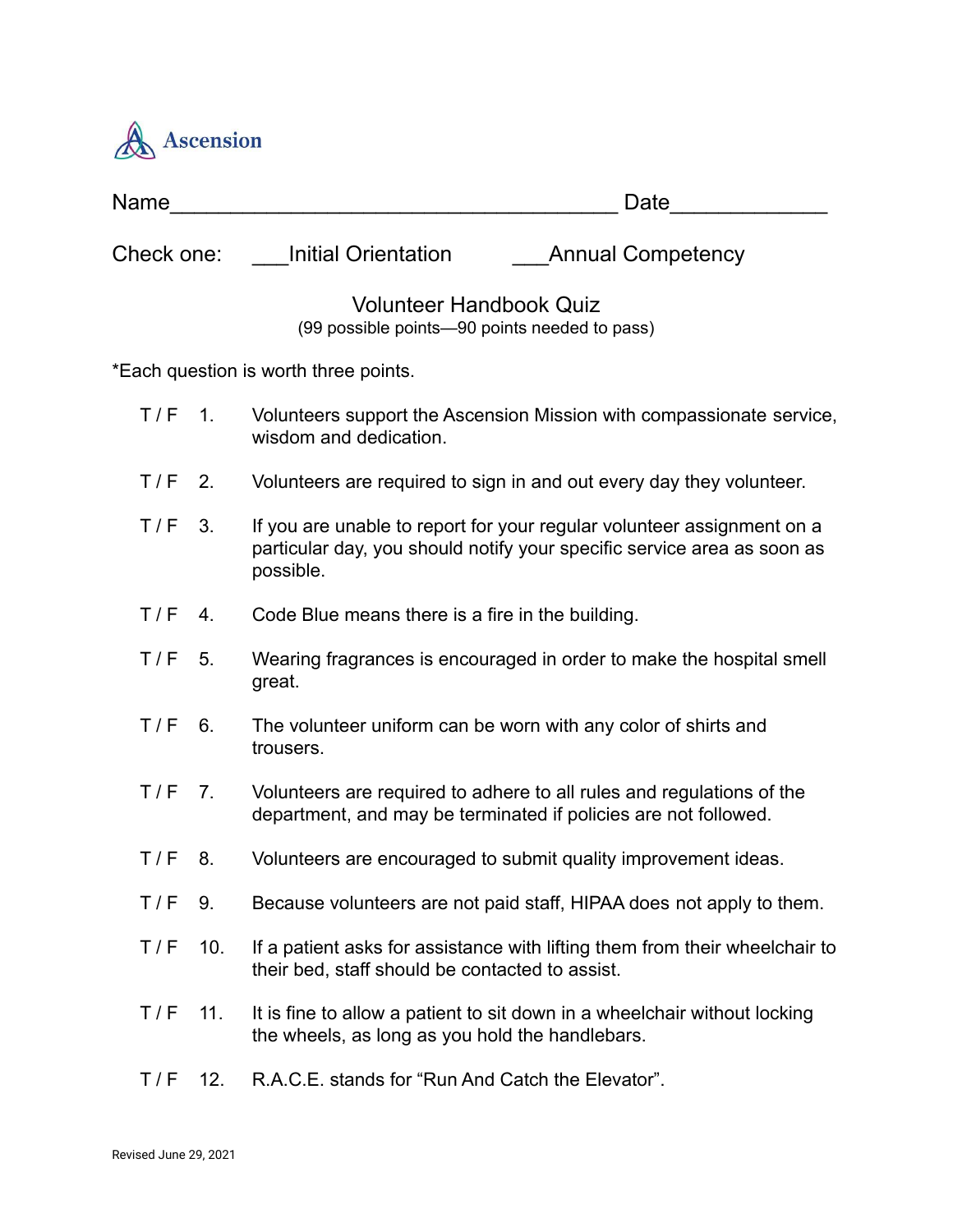Ascension

Name_____________________________________ Date_____________

Check one: ___Initial Orientation ___Annual Competency

## Volunteer Handbook Quiz

(99 possible points—90 points needed to pass)

*Each question is worth three points.

T / F 1. Volunteers support the Ascension Mission with compassionate service, wisdom and dedication.

T / F 2. Volunteers are required to sign in and out every day they volunteer.

T / F 3. If you are unable to report for your regular volunteer assignment on a particular day, you should notify your specific service area as soon as possible.

T / F 4. Code Blue means there is a fire in the building.

T / F 5. Wearing fragrances is encouraged in order to make the hospital smell great.

T / F 6. The volunteer uniform can be worn with any color of shirts and trousers.

T / F 7. Volunteers are required to adhere to all rules and regulations of the department, and may be terminated if policies are not followed.

T / F 8. Volunteers are encouraged to submit quality improvement ideas.

T / F 9. Because volunteers are not paid staff, HIPAA does not apply to them.

T / F 10. If a patient asks for assistance with lifting them from their wheelchair to their bed, staff should be contacted to assist.

T / F 11. It is fine to allow a patient to sit down in a wheelchair without locking the wheels, as long as you hold the handlebars.

T / F 12. R.A.C.E. stands for “Run And Catch the Elevator”.

Revised June 29, 2021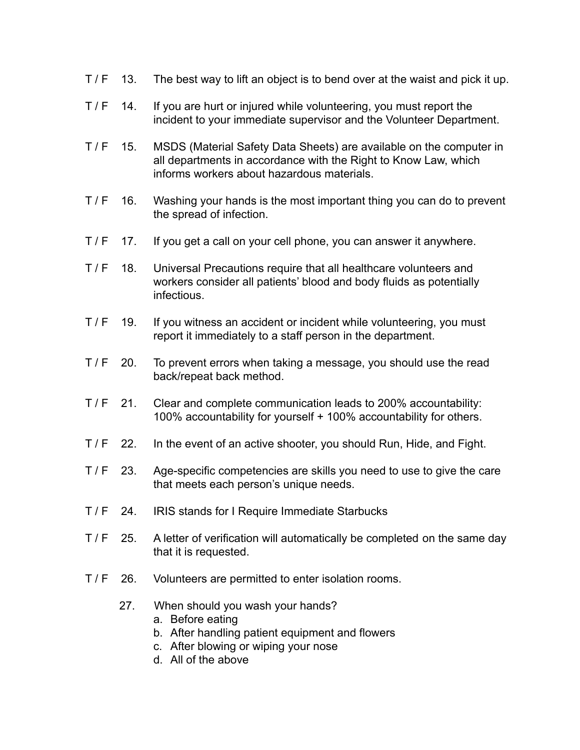T / F 13. The best way to lift an object is to bend over at the waist and pick it up.

T / F 14. If you are hurt or injured while volunteering, you must report the incident to your immediate supervisor and the Volunteer Department.

T / F 15. MSDS (Material Safety Data Sheets) are available on the computer in all departments in accordance with the Right to Know Law, which informs workers about hazardous materials.

T / F 16. Washing your hands is the most important thing you can do to prevent the spread of infection.

T / F 17. If you get a call on your cell phone, you can answer it anywhere.

T / F 18. Universal Precautions require that all healthcare volunteers and workers consider all patients' blood and body fluids as potentially infectious.

T / F 19. If you witness an accident or incident while volunteering, you must report it immediately to a staff person in the department.

T / F 20. To prevent errors when taking a message, you should use the read back/repeat back method.

T / F 21. Clear and complete communication leads to 200% accountability: 100% accountability for yourself + 100% accountability for others.

T / F 22. In the event of an active shooter, you should Run, Hide, and Fight.

T / F 23. Age-specific competencies are skills you need to use to give the care that meets each person's unique needs.

T / F 24. IRIS stands for I Require Immediate Starbucks

T / F 25. A letter of verification will automatically be completed on the same day that it is requested.

T / F 26. Volunteers are permitted to enter isolation rooms.

27. When should you wash your hands?
   a. Before eating
   b. After handling patient equipment and flowers
   c. After blowing or wiping your nose
   d. All of the above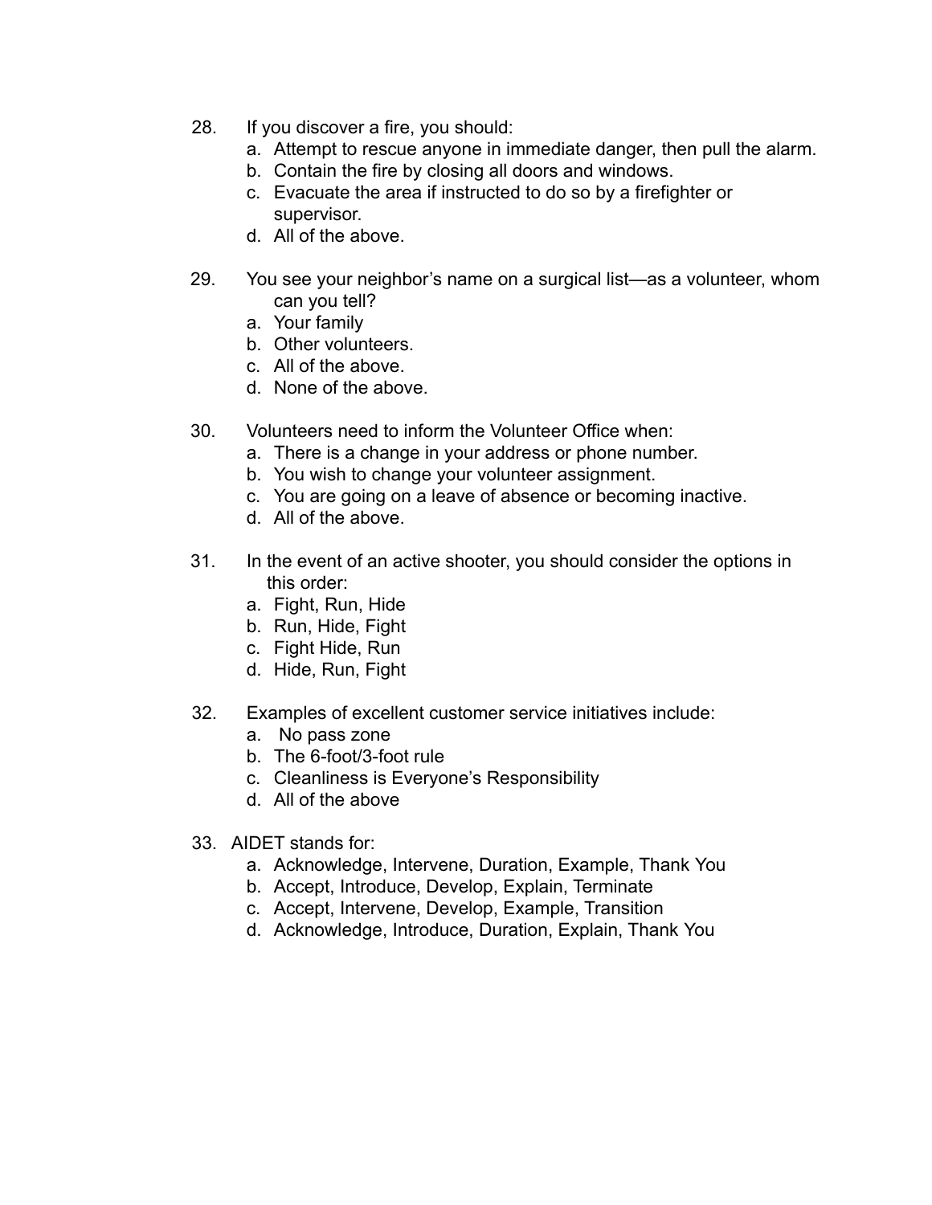28. If you discover a fire, you should:
    a. Attempt to rescue anyone in immediate danger, then pull the alarm.
    b. Contain the fire by closing all doors and windows.
    c. Evacuate the area if instructed to do so by a firefighter or supervisor.
    d. All of the above.

29. You see your neighbor's name on a surgical list—as a volunteer, whom can you tell?
    a. Your family
    b. Other volunteers.
    c. All of the above.
    d. None of the above.

30. Volunteers need to inform the Volunteer Office when:
    a. There is a change in your address or phone number.
    b. You wish to change your volunteer assignment.
    c. You are going on a leave of absence or becoming inactive.
    d. All of the above.

31. In the event of an active shooter, you should consider the options in this order:
    a. Fight, Run, Hide
    b. Run, Hide, Fight
    c. Fight Hide, Run
    d. Hide, Run, Fight

32. Examples of excellent customer service initiatives include:
    a. No pass zone
    b. The 6-foot/3-foot rule
    c. Cleanliness is Everyone's Responsibility
    d. All of the above

33. AIDET stands for:
    a. Acknowledge, Intervene, Duration, Example, Thank You
    b. Accept, Introduce, Develop, Explain, Terminate
    c. Accept, Intervene, Develop, Example, Transition
    d. Acknowledge, Introduce, Duration, Explain, Thank You